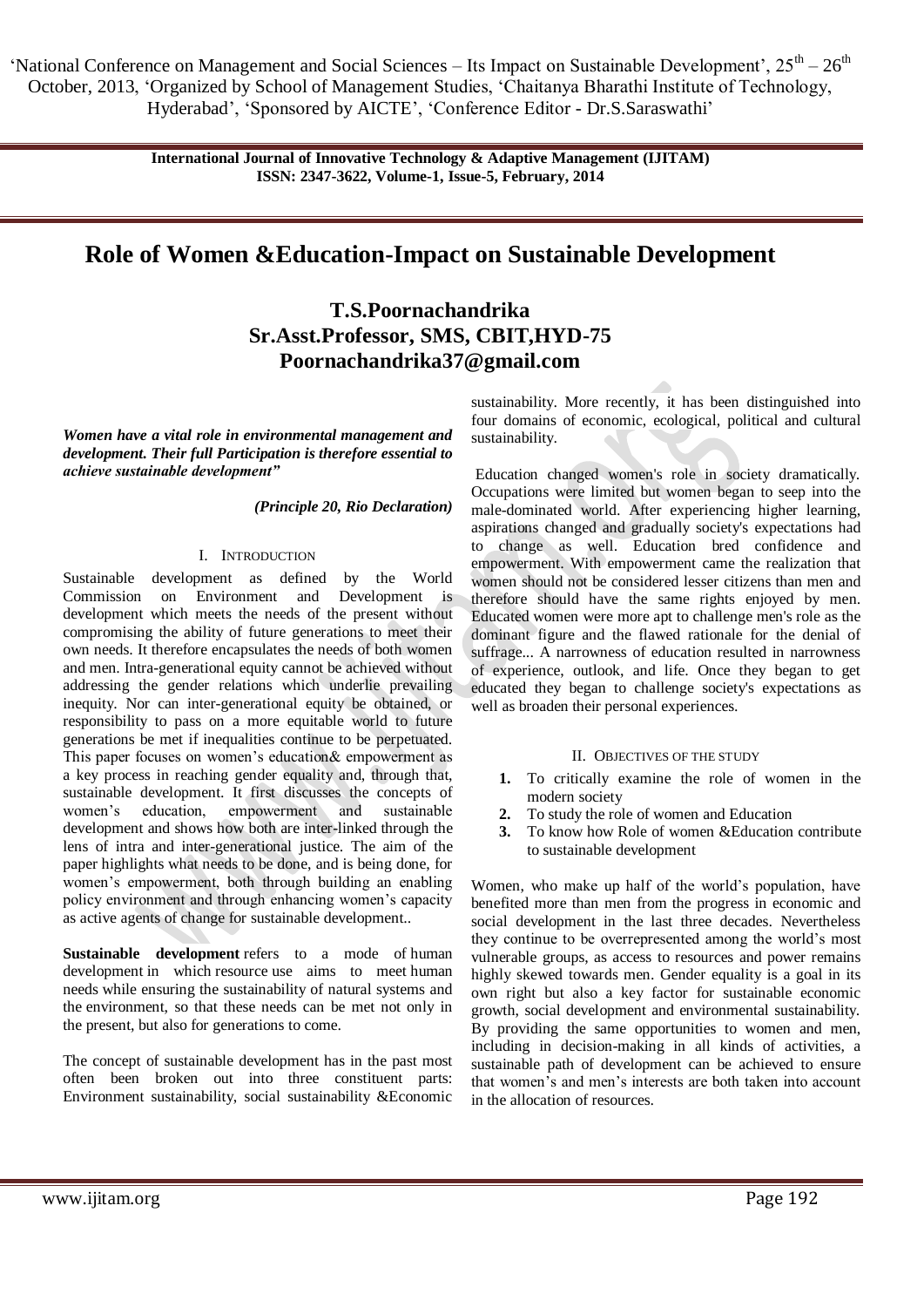# Role of Women &Education-Impact on Sustainable Development

**T.S.Poornachandrika**
**Sr.Asst.Professor, SMS, CBIT,HYD-75**
**Poornachandrika37@gmail.com**

***Women have a vital role in environmental management and development. Their full Participation is therefore essential to achieve sustainable development"***

***(Principle 20, Rio Declaration)***

## I. INTRODUCTION

Sustainable development as defined by the World Commission on Environment and Development is development which meets the needs of the present without compromising the ability of future generations to meet their own needs. It therefore encapsulates the needs of both women and men. Intra-generational equity cannot be achieved without addressing the gender relations which underlie prevailing inequity. Nor can inter-generational equity be obtained, or responsibility to pass on a more equitable world to future generations be met if inequalities continue to be perpetuated. This paper focuses on women's education& empowerment as a key process in reaching gender equality and, through that, sustainable development. It first discusses the concepts of women's education, empowerment and sustainable development and shows how both are inter-linked through the lens of intra and inter-generational justice. The aim of the paper highlights what needs to be done, and is being done, for women's empowerment, both through building an enabling policy environment and through enhancing women's capacity as active agents of change for sustainable development..

**Sustainable development** refers to a mode of human development in which resource use aims to meet human needs while ensuring the sustainability of natural systems and the environment, so that these needs can be met not only in the present, but also for generations to come.

The concept of sustainable development has in the past most often been broken out into three constituent parts: Environment sustainability, social sustainability &Economic sustainability. More recently, it has been distinguished into four domains of economic, ecological, political and cultural sustainability.

Education changed women's role in society dramatically. Occupations were limited but women began to seep into the male-dominated world. After experiencing higher learning, aspirations changed and gradually society's expectations had to change as well. Education bred confidence and empowerment. With empowerment came the realization that women should not be considered lesser citizens than men and therefore should have the same rights enjoyed by men. Educated women were more apt to challenge men's role as the dominant figure and the flawed rationale for the denial of suffrage... A narrowness of education resulted in narrowness of experience, outlook, and life. Once they began to get educated they began to challenge society's expectations as well as broaden their personal experiences.

## II. OBJECTIVES OF THE STUDY

1. To critically examine the role of women in the modern society
2. To study the role of women and Education
3. To know how Role of women &Education contribute to sustainable development

Women, who make up half of the world's population, have benefited more than men from the progress in economic and social development in the last three decades. Nevertheless they continue to be overrepresented among the world's most vulnerable groups, as access to resources and power remains highly skewed towards men. Gender equality is a goal in its own right but also a key factor for sustainable economic growth, social development and environmental sustainability. By providing the same opportunities to women and men, including in decision-making in all kinds of activities, a sustainable path of development can be achieved to ensure that women's and men's interests are both taken into account in the allocation of resources.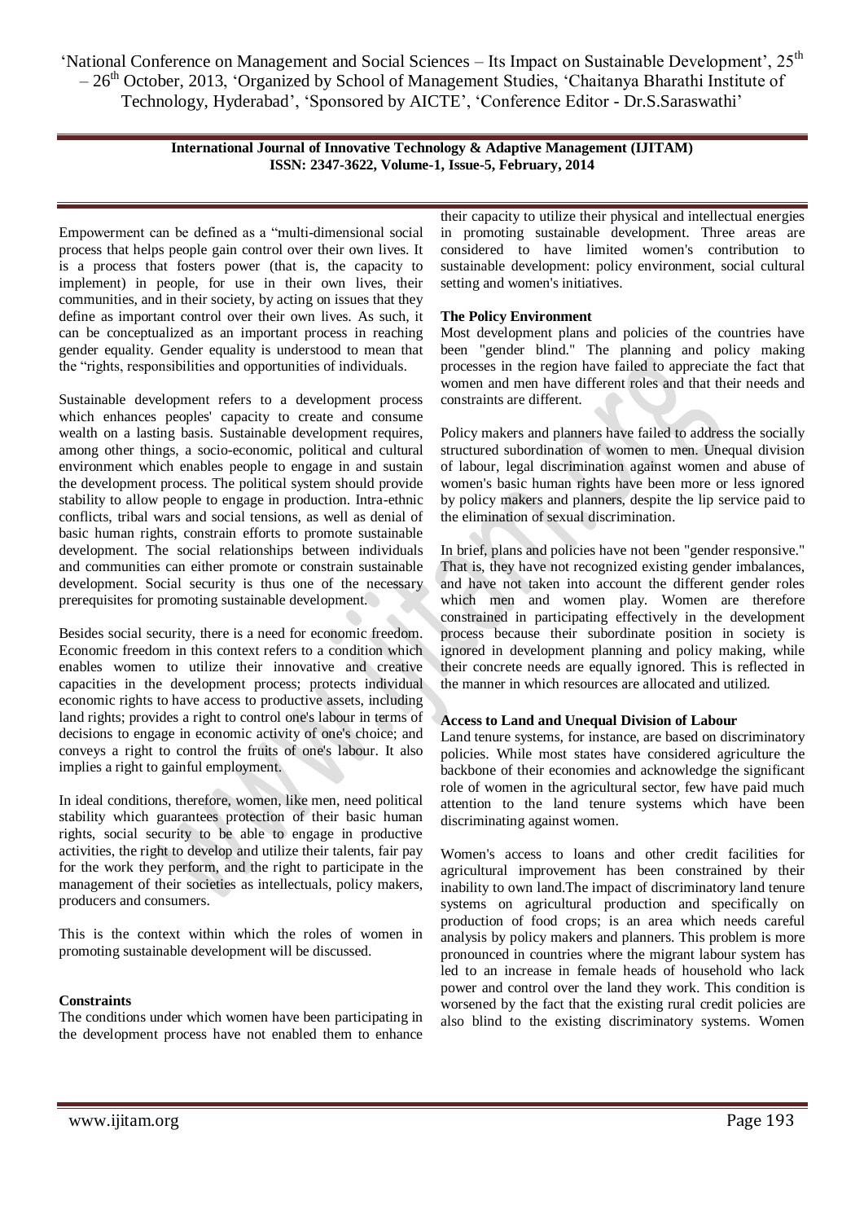Empowerment can be defined as a "multi-dimensional social process that helps people gain control over their own lives. It is a process that fosters power (that is, the capacity to implement) in people, for use in their own lives, their communities, and in their society, by acting on issues that they define as important control over their own lives. As such, it can be conceptualized as an important process in reaching gender equality. Gender equality is understood to mean that the "rights, responsibilities and opportunities of individuals.

Sustainable development refers to a development process which enhances peoples' capacity to create and consume wealth on a lasting basis. Sustainable development requires, among other things, a socio-economic, political and cultural environment which enables people to engage in and sustain the development process. The political system should provide stability to allow people to engage in production. Intra-ethnic conflicts, tribal wars and social tensions, as well as denial of basic human rights, constrain efforts to promote sustainable development. The social relationships between individuals and communities can either promote or constrain sustainable development. Social security is thus one of the necessary prerequisites for promoting sustainable development.

Besides social security, there is a need for economic freedom. Economic freedom in this context refers to a condition which enables women to utilize their innovative and creative capacities in the development process; protects individual economic rights to have access to productive assets, including land rights; provides a right to control one's labour in terms of decisions to engage in economic activity of one's choice; and conveys a right to control the fruits of one's labour. It also implies a right to gainful employment.

In ideal conditions, therefore, women, like men, need political stability which guarantees protection of their basic human rights, social security to be able to engage in productive activities, the right to develop and utilize their talents, fair pay for the work they perform, and the right to participate in the management of their societies as intellectuals, policy makers, producers and consumers.

This is the context within which the roles of women in promoting sustainable development will be discussed.

**Constraints**

The conditions under which women have been participating in the development process have not enabled them to enhance their capacity to utilize their physical and intellectual energies in promoting sustainable development. Three areas are considered to have limited women's contribution to sustainable development: policy environment, social cultural setting and women's initiatives.

**The Policy Environment**

Most development plans and policies of the countries have been "gender blind." The planning and policy making processes in the region have failed to appreciate the fact that women and men have different roles and that their needs and constraints are different.

Policy makers and planners have failed to address the socially structured subordination of women to men. Unequal division of labour, legal discrimination against women and abuse of women's basic human rights have been more or less ignored by policy makers and planners, despite the lip service paid to the elimination of sexual discrimination.

In brief, plans and policies have not been "gender responsive." That is, they have not recognized existing gender imbalances, and have not taken into account the different gender roles which men and women play. Women are therefore constrained in participating effectively in the development process because their subordinate position in society is ignored in development planning and policy making, while their concrete needs are equally ignored. This is reflected in the manner in which resources are allocated and utilized.

**Access to Land and Unequal Division of Labour**

Land tenure systems, for instance, are based on discriminatory policies. While most states have considered agriculture the backbone of their economies and acknowledge the significant role of women in the agricultural sector, few have paid much attention to the land tenure systems which have been discriminating against women.

Women's access to loans and other credit facilities for agricultural improvement has been constrained by their inability to own land.The impact of discriminatory land tenure systems on agricultural production and specifically on production of food crops; is an area which needs careful analysis by policy makers and planners. This problem is more pronounced in countries where the migrant labour system has led to an increase in female heads of household who lack power and control over the land they work. This condition is worsened by the fact that the existing rural credit policies are also blind to the existing discriminatory systems. Women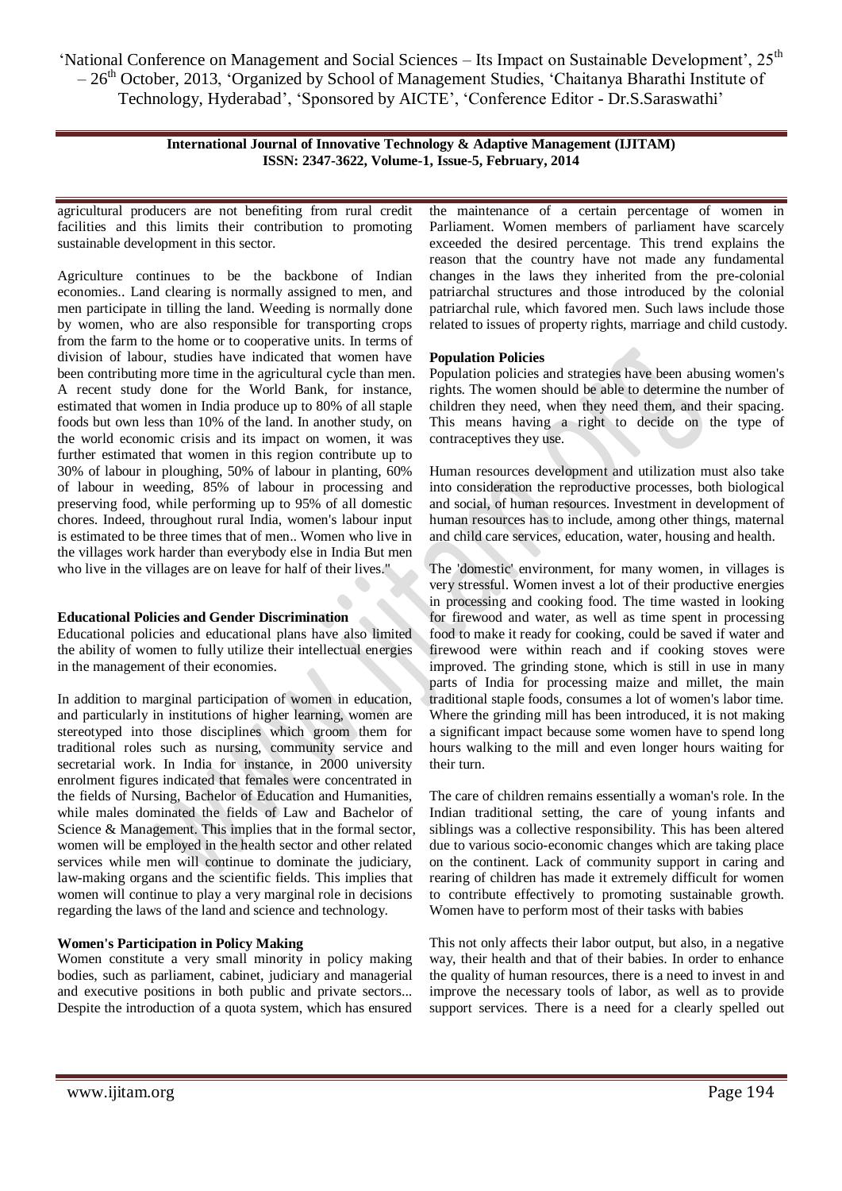agricultural producers are not benefiting from rural credit facilities and this limits their contribution to promoting sustainable development in this sector.

Agriculture continues to be the backbone of Indian economies.. Land clearing is normally assigned to men, and men participate in tilling the land. Weeding is normally done by women, who are also responsible for transporting crops from the farm to the home or to cooperative units. In terms of division of labour, studies have indicated that women have been contributing more time in the agricultural cycle than men. A recent study done for the World Bank, for instance, estimated that women in India produce up to 80% of all staple foods but own less than 10% of the land. In another study, on the world economic crisis and its impact on women, it was further estimated that women in this region contribute up to 30% of labour in ploughing, 50% of labour in planting, 60% of labour in weeding, 85% of labour in processing and preserving food, while performing up to 95% of all domestic chores. Indeed, throughout rural India, women's labour input is estimated to be three times that of men.. Women who live in the villages work harder than everybody else in India But men who live in the villages are on leave for half of their lives."

**Educational Policies and Gender Discrimination**

Educational policies and educational plans have also limited the ability of women to fully utilize their intellectual energies in the management of their economies.

In addition to marginal participation of women in education, and particularly in institutions of higher learning, women are stereotyped into those disciplines which groom them for traditional roles such as nursing, community service and secretarial work. In India for instance, in 2000 university enrolment figures indicated that females were concentrated in the fields of Nursing, Bachelor of Education and Humanities, while males dominated the fields of Law and Bachelor of Science & Management. This implies that in the formal sector, women will be employed in the health sector and other related services while men will continue to dominate the judiciary, law-making organs and the scientific fields. This implies that women will continue to play a very marginal role in decisions regarding the laws of the land and science and technology.

**Women's Participation in Policy Making**

Women constitute a very small minority in policy making bodies, such as parliament, cabinet, judiciary and managerial and executive positions in both public and private sectors... Despite the introduction of a quota system, which has ensured the maintenance of a certain percentage of women in Parliament. Women members of parliament have scarcely exceeded the desired percentage. This trend explains the reason that the country have not made any fundamental changes in the laws they inherited from the pre-colonial patriarchal structures and those introduced by the colonial patriarchal rule, which favored men. Such laws include those related to issues of property rights, marriage and child custody.

**Population Policies**

Population policies and strategies have been abusing women's rights. The women should be able to determine the number of children they need, when they need them, and their spacing. This means having a right to decide on the type of contraceptives they use.

Human resources development and utilization must also take into consideration the reproductive processes, both biological and social, of human resources. Investment in development of human resources has to include, among other things, maternal and child care services, education, water, housing and health.

The 'domestic' environment, for many women, in villages is very stressful. Women invest a lot of their productive energies in processing and cooking food. The time wasted in looking for firewood and water, as well as time spent in processing food to make it ready for cooking, could be saved if water and firewood were within reach and if cooking stoves were improved. The grinding stone, which is still in use in many parts of India for processing maize and millet, the main traditional staple foods, consumes a lot of women's labor time. Where the grinding mill has been introduced, it is not making a significant impact because some women have to spend long hours walking to the mill and even longer hours waiting for their turn.

The care of children remains essentially a woman's role. In the Indian traditional setting, the care of young infants and siblings was a collective responsibility. This has been altered due to various socio-economic changes which are taking place on the continent. Lack of community support in caring and rearing of children has made it extremely difficult for women to contribute effectively to promoting sustainable growth. Women have to perform most of their tasks with babies

This not only affects their labor output, but also, in a negative way, their health and that of their babies. In order to enhance the quality of human resources, there is a need to invest in and improve the necessary tools of labor, as well as to provide support services. There is a need for a clearly spelled out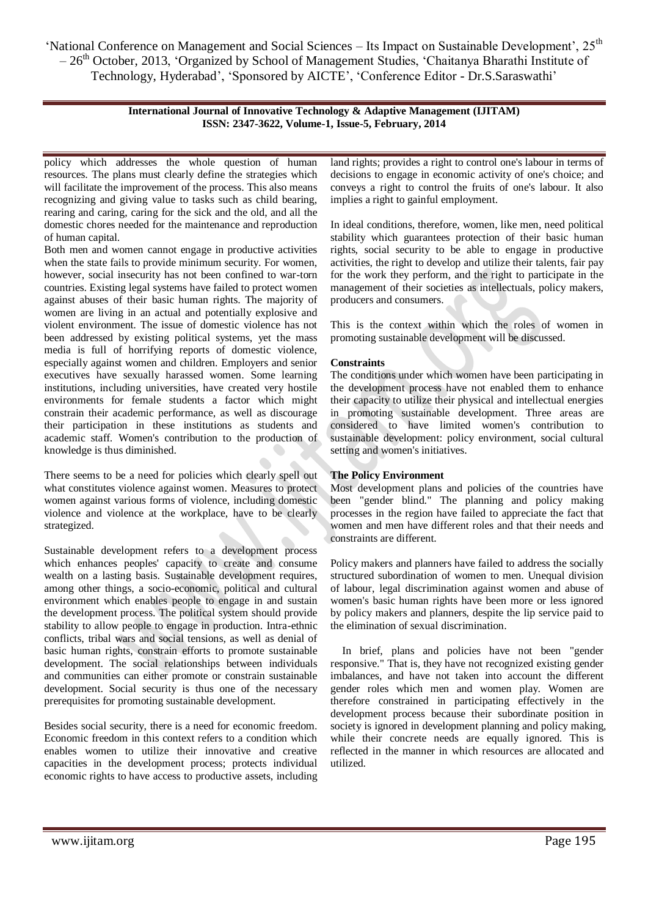policy which addresses the whole question of human resources. The plans must clearly define the strategies which will facilitate the improvement of the process. This also means recognizing and giving value to tasks such as child bearing, rearing and caring, caring for the sick and the old, and all the domestic chores needed for the maintenance and reproduction of human capital.

Both men and women cannot engage in productive activities when the state fails to provide minimum security. For women, however, social insecurity has not been confined to war-torn countries. Existing legal systems have failed to protect women against abuses of their basic human rights. The majority of women are living in an actual and potentially explosive and violent environment. The issue of domestic violence has not been addressed by existing political systems, yet the mass media is full of horrifying reports of domestic violence, especially against women and children. Employers and senior executives have sexually harassed women. Some learning institutions, including universities, have created very hostile environments for female students a factor which might constrain their academic performance, as well as discourage their participation in these institutions as students and academic staff. Women's contribution to the production of knowledge is thus diminished.

There seems to be a need for policies which clearly spell out what constitutes violence against women. Measures to protect women against various forms of violence, including domestic violence and violence at the workplace, have to be clearly strategized.

Sustainable development refers to a development process which enhances peoples' capacity to create and consume wealth on a lasting basis. Sustainable development requires, among other things, a socio-economic, political and cultural environment which enables people to engage in and sustain the development process. The political system should provide stability to allow people to engage in production. Intra-ethnic conflicts, tribal wars and social tensions, as well as denial of basic human rights, constrain efforts to promote sustainable development. The social relationships between individuals and communities can either promote or constrain sustainable development. Social security is thus one of the necessary prerequisites for promoting sustainable development.

Besides social security, there is a need for economic freedom. Economic freedom in this context refers to a condition which enables women to utilize their innovative and creative capacities in the development process; protects individual economic rights to have access to productive assets, including land rights; provides a right to control one's labour in terms of decisions to engage in economic activity of one's choice; and conveys a right to control the fruits of one's labour. It also implies a right to gainful employment.

In ideal conditions, therefore, women, like men, need political stability which guarantees protection of their basic human rights, social security to be able to engage in productive activities, the right to develop and utilize their talents, fair pay for the work they perform, and the right to participate in the management of their societies as intellectuals, policy makers, producers and consumers.

This is the context within which the roles of women in promoting sustainable development will be discussed.

### Constraints

The conditions under which women have been participating in the development process have not enabled them to enhance their capacity to utilize their physical and intellectual energies in promoting sustainable development. Three areas are considered to have limited women's contribution to sustainable development: policy environment, social cultural setting and women's initiatives.

### The Policy Environment

Most development plans and policies of the countries have been "gender blind." The planning and policy making processes in the region have failed to appreciate the fact that women and men have different roles and that their needs and constraints are different.

Policy makers and planners have failed to address the socially structured subordination of women to men. Unequal division of labour, legal discrimination against women and abuse of women's basic human rights have been more or less ignored by policy makers and planners, despite the lip service paid to the elimination of sexual discrimination.

In brief, plans and policies have not been "gender responsive." That is, they have not recognized existing gender imbalances, and have not taken into account the different gender roles which men and women play. Women are therefore constrained in participating effectively in the development process because their subordinate position in society is ignored in development planning and policy making, while their concrete needs are equally ignored. This is reflected in the manner in which resources are allocated and utilized.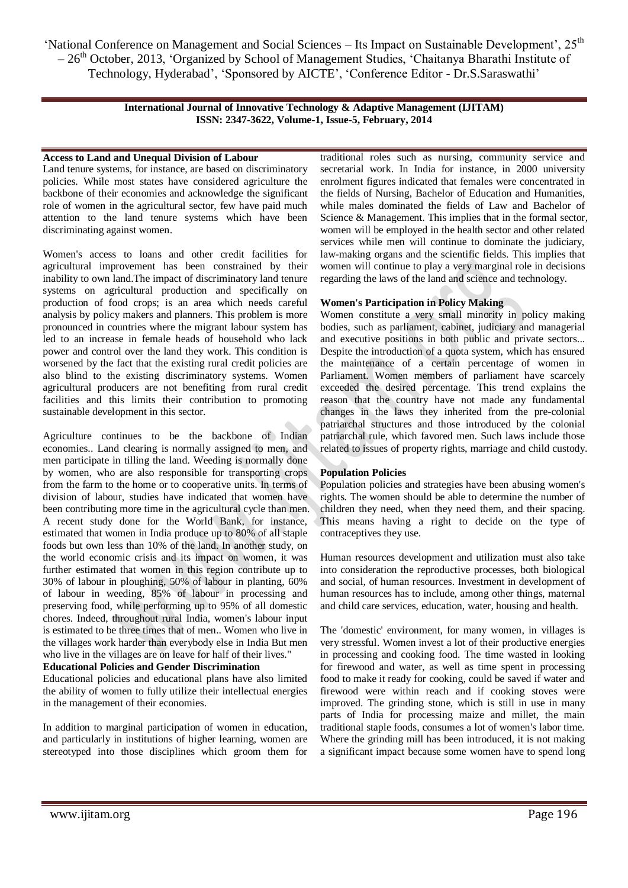**Access to Land and Unequal Division of Labour**

Land tenure systems, for instance, are based on discriminatory policies. While most states have considered agriculture the backbone of their economies and acknowledge the significant role of women in the agricultural sector, few have paid much attention to the land tenure systems which have been discriminating against women.

Women's access to loans and other credit facilities for agricultural improvement has been constrained by their inability to own land.The impact of discriminatory land tenure systems on agricultural production and specifically on production of food crops; is an area which needs careful analysis by policy makers and planners. This problem is more pronounced in countries where the migrant labour system has led to an increase in female heads of household who lack power and control over the land they work. This condition is worsened by the fact that the existing rural credit policies are also blind to the existing discriminatory systems. Women agricultural producers are not benefiting from rural credit facilities and this limits their contribution to promoting sustainable development in this sector.

Agriculture continues to be the backbone of Indian economies.. Land clearing is normally assigned to men, and men participate in tilling the land. Weeding is normally done by women, who are also responsible for transporting crops from the farm to the home or to cooperative units. In terms of division of labour, studies have indicated that women have been contributing more time in the agricultural cycle than men. A recent study done for the World Bank, for instance, estimated that women in India produce up to 80% of all staple foods but own less than 10% of the land. In another study, on the world economic crisis and its impact on women, it was further estimated that women in this region contribute up to 30% of labour in ploughing, 50% of labour in planting, 60% of labour in weeding, 85% of labour in processing and preserving food, while performing up to 95% of all domestic chores. Indeed, throughout rural India, women's labour input is estimated to be three times that of men.. Women who live in the villages work harder than everybody else in India But men who live in the villages are on leave for half of their lives."

**Educational Policies and Gender Discrimination**

Educational policies and educational plans have also limited the ability of women to fully utilize their intellectual energies in the management of their economies.

In addition to marginal participation of women in education, and particularly in institutions of higher learning, women are stereotyped into those disciplines which groom them for traditional roles such as nursing, community service and secretarial work. In India for instance, in 2000 university enrolment figures indicated that females were concentrated in the fields of Nursing, Bachelor of Education and Humanities, while males dominated the fields of Law and Bachelor of Science & Management. This implies that in the formal sector, women will be employed in the health sector and other related services while men will continue to dominate the judiciary, law-making organs and the scientific fields. This implies that women will continue to play a very marginal role in decisions regarding the laws of the land and science and technology.

**Women's Participation in Policy Making**

Women constitute a very small minority in policy making bodies, such as parliament, cabinet, judiciary and managerial and executive positions in both public and private sectors... Despite the introduction of a quota system, which has ensured the maintenance of a certain percentage of women in Parliament. Women members of parliament have scarcely exceeded the desired percentage. This trend explains the reason that the country have not made any fundamental changes in the laws they inherited from the pre-colonial patriarchal structures and those introduced by the colonial patriarchal rule, which favored men. Such laws include those related to issues of property rights, marriage and child custody.

**Population Policies**

Population policies and strategies have been abusing women's rights. The women should be able to determine the number of children they need, when they need them, and their spacing. This means having a right to decide on the type of contraceptives they use.

Human resources development and utilization must also take into consideration the reproductive processes, both biological and social, of human resources. Investment in development of human resources has to include, among other things, maternal and child care services, education, water, housing and health.

The 'domestic' environment, for many women, in villages is very stressful. Women invest a lot of their productive energies in processing and cooking food. The time wasted in looking for firewood and water, as well as time spent in processing food to make it ready for cooking, could be saved if water and firewood were within reach and if cooking stoves were improved. The grinding stone, which is still in use in many parts of India for processing maize and millet, the main traditional staple foods, consumes a lot of women's labor time. Where the grinding mill has been introduced, it is not making a significant impact because some women have to spend long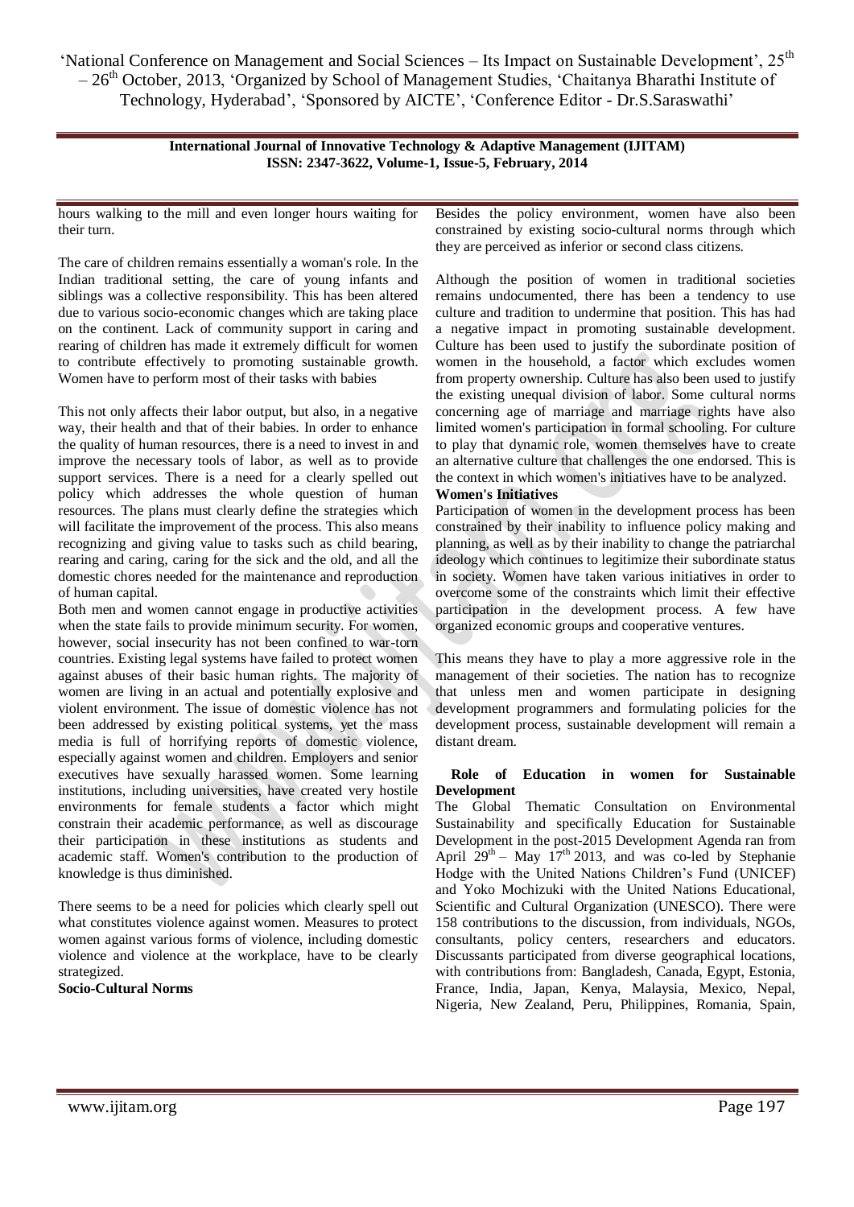hours walking to the mill and even longer hours waiting for their turn.

The care of children remains essentially a woman's role. In the Indian traditional setting, the care of young infants and siblings was a collective responsibility. This has been altered due to various socio-economic changes which are taking place on the continent. Lack of community support in caring and rearing of children has made it extremely difficult for women to contribute effectively to promoting sustainable growth. Women have to perform most of their tasks with babies

This not only affects their labor output, but also, in a negative way, their health and that of their babies. In order to enhance the quality of human resources, there is a need to invest in and improve the necessary tools of labor, as well as to provide support services. There is a need for a clearly spelled out policy which addresses the whole question of human resources. The plans must clearly define the strategies which will facilitate the improvement of the process. This also means recognizing and giving value to tasks such as child bearing, rearing and caring, caring for the sick and the old, and all the domestic chores needed for the maintenance and reproduction of human capital.

Both men and women cannot engage in productive activities when the state fails to provide minimum security. For women, however, social insecurity has not been confined to war-torn countries. Existing legal systems have failed to protect women against abuses of their basic human rights. The majority of women are living in an actual and potentially explosive and violent environment. The issue of domestic violence has not been addressed by existing political systems, yet the mass media is full of horrifying reports of domestic violence, especially against women and children. Employers and senior executives have sexually harassed women. Some learning institutions, including universities, have created very hostile environments for female students a factor which might constrain their academic performance, as well as discourage their participation in these institutions as students and academic staff. Women's contribution to the production of knowledge is thus diminished.

There seems to be a need for policies which clearly spell out what constitutes violence against women. Measures to protect women against various forms of violence, including domestic violence and violence at the workplace, have to be clearly strategized.

**Socio-Cultural Norms**

Besides the policy environment, women have also been constrained by existing socio-cultural norms through which they are perceived as inferior or second class citizens.

Although the position of women in traditional societies remains undocumented, there has been a tendency to use culture and tradition to undermine that position. This has had a negative impact in promoting sustainable development. Culture has been used to justify the subordinate position of women in the household, a factor which excludes women from property ownership. Culture has also been used to justify the existing unequal division of labor. Some cultural norms concerning age of marriage and marriage rights have also limited women's participation in formal schooling. For culture to play that dynamic role, women themselves have to create an alternative culture that challenges the one endorsed. This is the context in which women's initiatives have to be analyzed.

**Women's Initiatives**

Participation of women in the development process has been constrained by their inability to influence policy making and planning, as well as by their inability to change the patriarchal ideology which continues to legitimize their subordinate status in society. Women have taken various initiatives in order to overcome some of the constraints which limit their effective participation in the development process. A few have organized economic groups and cooperative ventures.

This means they have to play a more aggressive role in the management of their societies. The nation has to recognize that unless men and women participate in designing development programmers and formulating policies for the development process, sustainable development will remain a distant dream.

**Role of Education in women for Sustainable Development**

The Global Thematic Consultation on Environmental Sustainability and specifically Education for Sustainable Development in the post-2015 Development Agenda ran from April 29th – May 17th 2013, and was co-led by Stephanie Hodge with the United Nations Children's Fund (UNICEF) and Yoko Mochizuki with the United Nations Educational, Scientific and Cultural Organization (UNESCO). There were 158 contributions to the discussion, from individuals, NGOs, consultants, policy centers, researchers and educators. Discussants participated from diverse geographical locations, with contributions from: Bangladesh, Canada, Egypt, Estonia, France, India, Japan, Kenya, Malaysia, Mexico, Nepal, Nigeria, New Zealand, Peru, Philippines, Romania, Spain,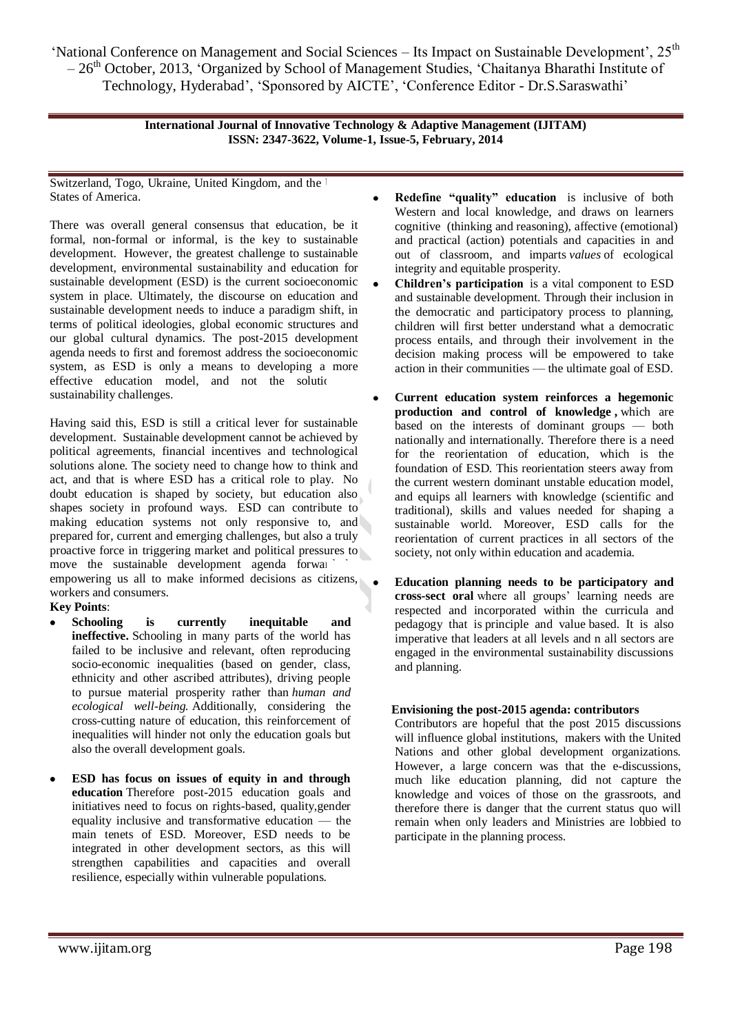Switzerland, Togo, Ukraine, United Kingdom, and the United States of America.

There was overall general consensus that education, be it formal, non-formal or informal, is the key to sustainable development. However, the greatest challenge to sustainable development, environmental sustainability and education for sustainable development (ESD) is the current socioeconomic system in place. Ultimately, the discourse on education and sustainable development needs to induce a paradigm shift, in terms of political ideologies, global economic structures and our global cultural dynamics. The post-2015 development agenda needs to first and foremost address the socioeconomic system, as ESD is only a means to developing a more effective education model, and not the solution to sustainability challenges.

Having said this, ESD is still a critical lever for sustainable development. Sustainable development cannot be achieved by political agreements, financial incentives and technological solutions alone. The society need to change how to think and act, and that is where ESD has a critical role to play. No doubt education is shaped by society, but education also shapes society in profound ways. ESD can contribute to making education systems not only responsive to, and prepared for, current and emerging challenges, but also a truly proactive force in triggering market and political pressures to move the sustainable development agenda forward by empowering us all to make informed decisions as citizens, workers and consumers.

**Key Points**:

- **Schooling is currently inequitable and ineffective.** Schooling in many parts of the world has failed to be inclusive and relevant, often reproducing socio-economic inequalities (based on gender, class, ethnicity and other ascribed attributes), driving people to pursue material prosperity rather than *human and ecological well-being.* Additionally, considering the cross-cutting nature of education, this reinforcement of inequalities will hinder not only the education goals but also the overall development goals.

- **ESD has focus on issues of equity in and through education** Therefore post-2015 education goals and initiatives need to focus on rights-based, quality,gender equality inclusive and transformative education — the main tenets of ESD. Moreover, ESD needs to be integrated in other development sectors, as this will strengthen capabilities and capacities and overall resilience, especially within vulnerable populations.

- **Redefine "quality" education** is inclusive of both Western and local knowledge, and draws on learners cognitive (thinking and reasoning), affective (emotional) and practical (action) potentials and capacities in and out of classroom, and imparts *values* of ecological integrity and equitable prosperity.

- **Children's participation** is a vital component to ESD and sustainable development. Through their inclusion in the democratic and participatory process to planning, children will first better understand what a democratic process entails, and through their involvement in the decision making process will be empowered to take action in their communities — the ultimate goal of ESD.

- **Current education system reinforces a hegemonic production and control of knowledge ,** which are based on the interests of dominant groups — both nationally and internationally. Therefore there is a need for the reorientation of education, which is the foundation of ESD. This reorientation steers away from the current western dominant unstable education model, and equips all learners with knowledge (scientific and traditional), skills and values needed for shaping a sustainable world. Moreover, ESD calls for the reorientation of current practices in all sectors of the society, not only within education and academia.

- **Education planning needs to be participatory and cross-sect oral** where all groups' learning needs are respected and incorporated within the curricula and pedagogy that is principle and value based. It is also imperative that leaders at all levels and n all sectors are engaged in the environmental sustainability discussions and planning.

**Envisioning the post-2015 agenda: contributors**

Contributors are hopeful that the post 2015 discussions will influence global institutions, makers with the United Nations and other global development organizations. However, a large concern was that the e-discussions, much like education planning, did not capture the knowledge and voices of those on the grassroots, and therefore there is danger that the current status quo will remain when only leaders and Ministries are lobbied to participate in the planning process.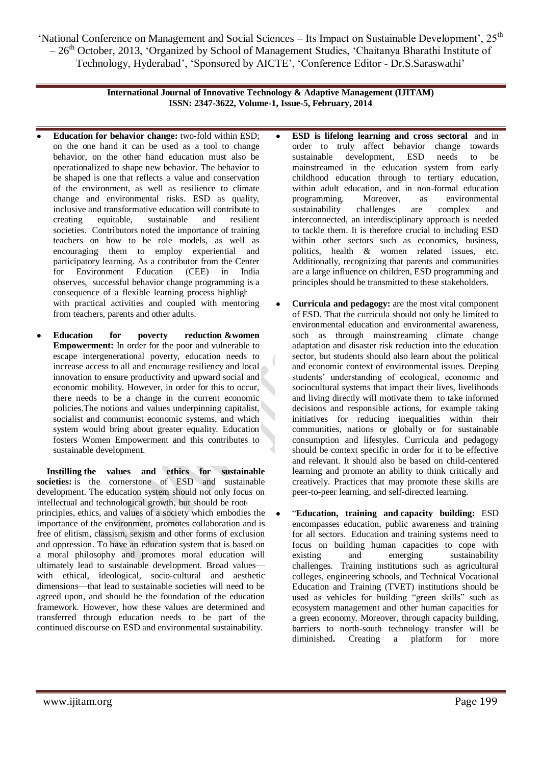- **Education for behavior change:** two-fold within ESD; on the one hand it can be used as a tool to change behavior, on the other hand education must also be operationalized to shape new behavior. The behavior to be shaped is one that reflects a value and conservation of the environment, as well as resilience to climate change and environmental risks. ESD as quality, inclusive and transformative education will contribute to creating equitable, sustainable and resilient societies. Contributors noted the importance of training teachers on how to be role models, as well as encouraging them to employ experiential and participatory learning. As a contributor from the Center for Environment Education (CEE) in India observes, successful behavior change programming is a consequence of a flexible learning process highligh with practical activities and coupled with mentoring from teachers, parents and other adults.

- **Education for poverty reduction &women Empowerment:** In order for the poor and vulnerable to escape intergenerational poverty, education needs to increase access to all and encourage resiliency and local innovation to ensure productivity and upward social and economic mobility. However, in order for this to occur, there needs to be a change in the current economic policies.The notions and values underpinning capitalist, socialist and communist economic systems, and which system would bring about greater equality. Education fosters Women Empowerment and this contributes to sustainable development.

**Instilling the values and ethics for sustainable societies:** is the cornerstone of ESD and sustainable development. The education system should not only focus on intellectual and technological growth, but should be root principles, ethics, and values of a society which embodies the importance of the environment, promotes collaboration and is free of elitism, classism, sexism and other forms of exclusion and oppression. To have an education system that is based on a moral philosophy and promotes moral education will ultimately lead to sustainable development. Broad values—with ethical, ideological, socio-cultural and aesthetic dimensions—that lead to sustainable societies will need to be agreed upon, and should be the foundation of the education framework. However, how these values are determined and transferred through education needs to be part of the continued discourse on ESD and environmental sustainability.

- **ESD is lifelong learning and cross sectoral** and in order to truly affect behavior change towards sustainable development, ESD needs to be mainstreamed in the education system from early childhood education through to tertiary education, within adult education, and in non-formal education programming. Moreover, as environmental sustainability challenges are complex and interconnected, an interdisciplinary approach is needed to tackle them. It is therefore crucial to including ESD within other sectors such as economics, business, politics, health & women related issues, etc. Additionally, recognizing that parents and communities are a large influence on children, ESD programming and principles should be transmitted to these stakeholders.

- **Curricula and pedagogy:** are the most vital component of ESD. That the curricula should not only be limited to environmental education and environmental awareness, such as through mainstreaming climate change adaptation and disaster risk reduction into the education sector, but students should also learn about the political and economic context of environmental issues. Deeping students' understanding of ecological, economic and sociocultural systems that impact their lives, livelihoods and living directly will motivate them to take informed decisions and responsible actions, for example taking initiatives for reducing inequalities within their communities, nations or globally or for sustainable consumption and lifestyles. Curricula and pedagogy should be context specific in order for it to be effective and relevant. It should also be based on child-centered learning and promote an ability to think critically and creatively. Practices that may promote these skills are peer-to-peer learning, and self-directed learning.

- "**Education, training and capacity building:** ESD encompasses education, public awareness and training for all sectors. Education and training systems need to focus on building human capacities to cope with existing and emerging sustainability challenges. Training institutions such as agricultural colleges, engineering schools, and Technical Vocational Education and Training (TVET) institutions should be used as vehicles for building "green skills" such as ecosystem management and other human capacities for a green economy. Moreover, through capacity building, barriers to north-south technology transfer will be diminished**.** Creating a platform for more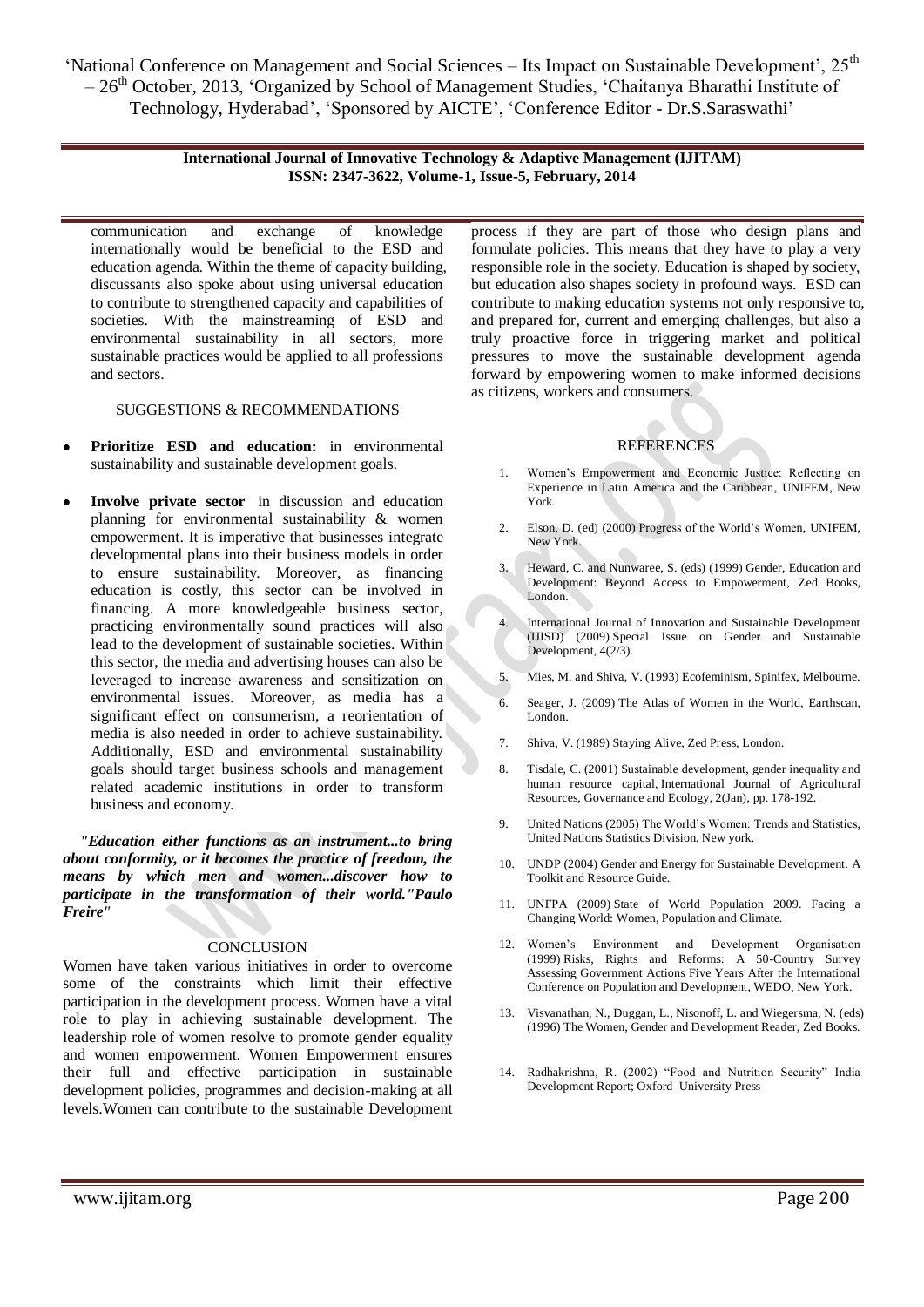communication and exchange of knowledge internationally would be beneficial to the ESD and education agenda. Within the theme of capacity building, discussants also spoke about using universal education to contribute to strengthened capacity and capabilities of societies. With the mainstreaming of ESD and environmental sustainability in all sectors, more sustainable practices would be applied to all professions and sectors.

## SUGGESTIONS & RECOMMENDATIONS

- **Prioritize ESD and education:** in environmental sustainability and sustainable development goals.
- **Involve private sector** in discussion and education planning for environmental sustainability & women empowerment. It is imperative that businesses integrate developmental plans into their business models in order to ensure sustainability. Moreover, as financing education is costly, this sector can be involved in financing. A more knowledgeable business sector, practicing environmentally sound practices will also lead to the development of sustainable societies. Within this sector, the media and advertising houses can also be leveraged to increase awareness and sensitization on environmental issues. Moreover, as media has a significant effect on consumerism, a reorientation of media is also needed in order to achieve sustainability. Additionally, ESD and environmental sustainability goals should target business schools and management related academic institutions in order to transform business and economy.

***"Education either functions as an instrument...to bring about conformity, or it becomes the practice of freedom, the means by which men and women...discover how to participate in the transformation of their world."Paulo Freire"***

## CONCLUSION

Women have taken various initiatives in order to overcome some of the constraints which limit their effective participation in the development process. Women have a vital role to play in achieving sustainable development. The leadership role of women resolve to promote gender equality and women empowerment. Women Empowerment ensures their full and effective participation in sustainable development policies, programmes and decision-making at all levels.Women can contribute to the sustainable Development process if they are part of those who design plans and formulate policies. This means that they have to play a very responsible role in the society. Education is shaped by society, but education also shapes society in profound ways. ESD can contribute to making education systems not only responsive to, and prepared for, current and emerging challenges, but also a truly proactive force in triggering market and political pressures to move the sustainable development agenda forward by empowering women to make informed decisions as citizens, workers and consumers.

## REFERENCES

1. Women's Empowerment and Economic Justice: Reflecting on Experience in Latin America and the Caribbean, UNIFEM, New York.
2. Elson, D. (ed) (2000) Progress of the World's Women, UNIFEM, New York.
3. Heward, C. and Nunwaree, S. (eds) (1999) Gender, Education and Development: Beyond Access to Empowerment, Zed Books, London.
4. International Journal of Innovation and Sustainable Development (IJISD) (2009) Special Issue on Gender and Sustainable Development, 4(2/3).
5. Mies, M. and Shiva, V. (1993) Ecofeminism, Spinifex, Melbourne.
6. Seager, J. (2009) The Atlas of Women in the World, Earthscan, London.
7. Shiva, V. (1989) Staying Alive, Zed Press, London.
8. Tisdale, C. (2001) Sustainable development, gender inequality and human resource capital, International Journal of Agricultural Resources, Governance and Ecology, 2(Jan), pp. 178-192.
9. United Nations (2005) The World's Women: Trends and Statistics, United Nations Statistics Division, New york.
10. UNDP (2004) Gender and Energy for Sustainable Development. A Toolkit and Resource Guide.
11. UNFPA (2009) State of World Population 2009. Facing a Changing World: Women, Population and Climate.
12. Women's Environment and Development Organisation (1999) Risks, Rights and Reforms: A 50-Country Survey Assessing Government Actions Five Years After the International Conference on Population and Development, WEDO, New York.
13. Visvanathan, N., Duggan, L., Nisonoff, L. and Wiegersma, N. (eds) (1996) The Women, Gender and Development Reader, Zed Books.
14. Radhakrishna, R. (2002) "Food and Nutrition Security" India Development Report; Oxford University Press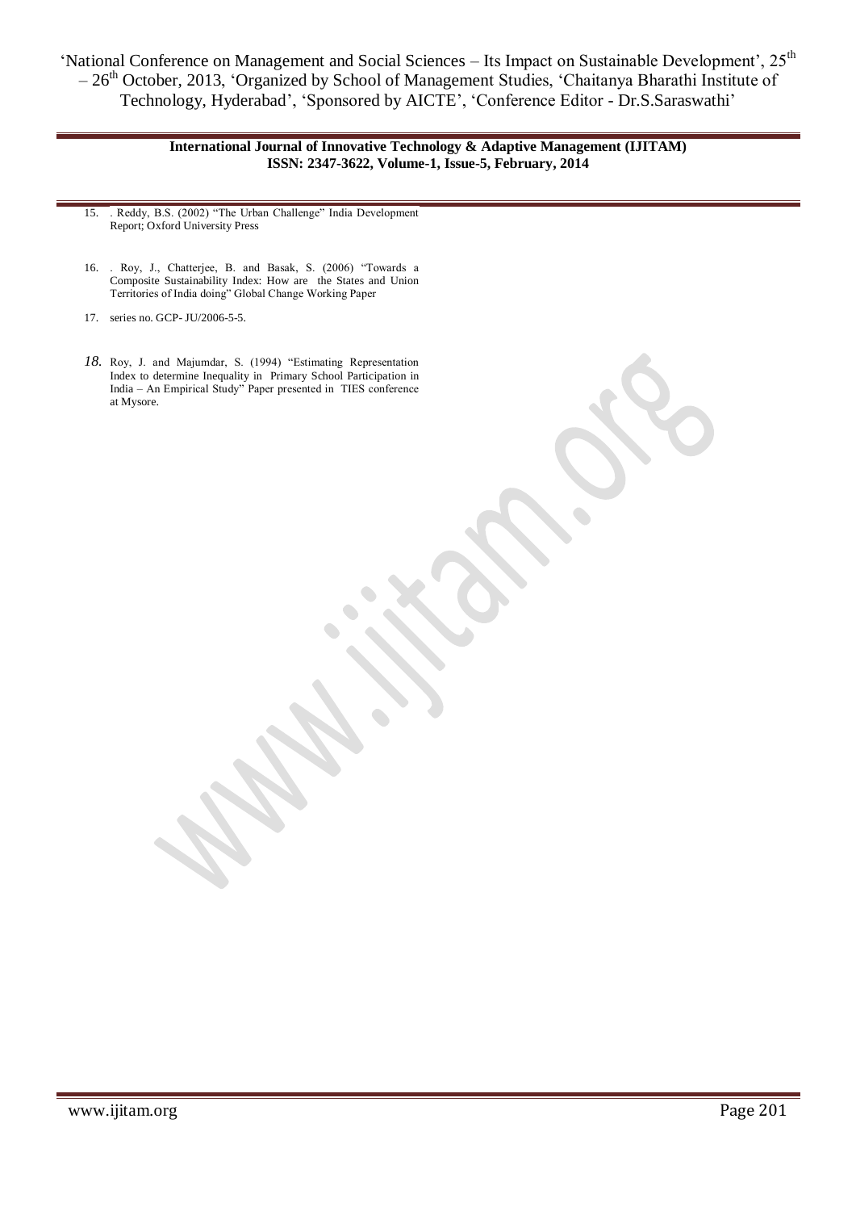15. . Reddy, B.S. (2002) "The Urban Challenge" India Development Report; Oxford University Press

16. . Roy, J., Chatterjee, B. and Basak, S. (2006) "Towards a Composite Sustainability Index: How are the States and Union Territories of India doing" Global Change Working Paper

17. series no. GCP- JU/2006-5-5.

18. Roy, J. and Majumdar, S. (1994) "Estimating Representation Index to determine Inequality in Primary School Participation in India – An Empirical Study" Paper presented in TIES conference at Mysore.